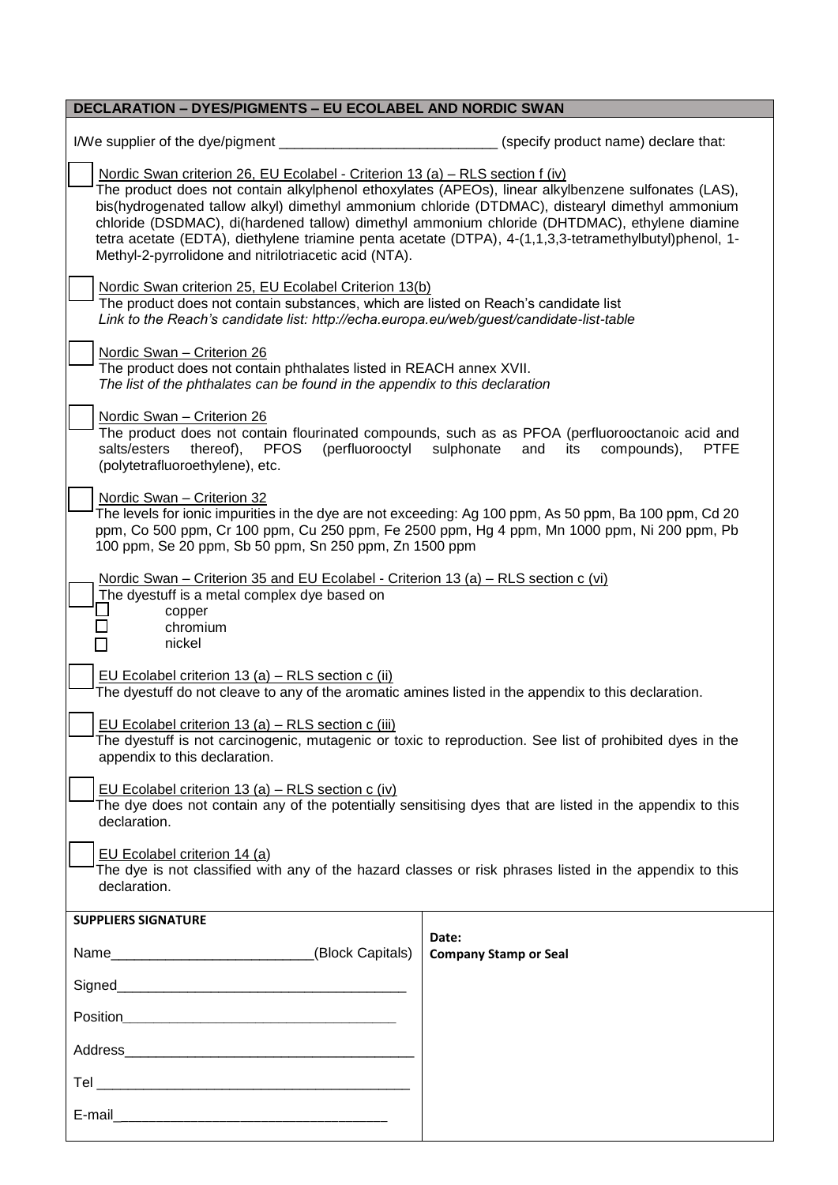## DECLARATION – DYES/PIGMENTS – EU ECOLABEL AND NORDIC SWAN

I/We supplier of the dye/pigment ____________________________ (specify product name) declare that:

☐ Nordic Swan criterion 26, EU Ecolabel - Criterion 13 (a) – RLS section f (iv)
The product does not contain alkylphenol ethoxylates (APEOs), linear alkylbenzene sulfonates (LAS), bis(hydrogenated tallow alkyl) dimethyl ammonium chloride (DTDMAC), distearyl dimethyl ammonium chloride (DSDMAC), di(hardened tallow) dimethyl ammonium chloride (DHTDMAC), ethylene diamine tetra acetate (EDTA), diethylene triamine penta acetate (DTPA), 4-(1,1,3,3-tetramethylbutyl)phenol, 1-Methyl-2-pyrrolidone and nitrilotriacetic acid (NTA).

☐ Nordic Swan criterion 25, EU Ecolabel Criterion 13(b)
The product does not contain substances, which are listed on Reach's candidate list
*Link to the Reach's candidate list: http://echa.europa.eu/web/guest/candidate-list-table*

☐ Nordic Swan – Criterion 26
The product does not contain phthalates listed in REACH annex XVII.
*The list of the phthalates can be found in the appendix to this declaration*

☐ Nordic Swan – Criterion 26
The product does not contain flourinated compounds, such as as PFOA (perfluorooctanoic acid and salts/esters thereof), PFOS (perfluorooctyl sulphonate and its compounds), PTFE (polytetrafluoroethylene), etc.

☐ Nordic Swan – Criterion 32
The levels for ionic impurities in the dye are not exceeding: Ag 100 ppm, As 50 ppm, Ba 100 ppm, Cd 20 ppm, Co 500 ppm, Cr 100 ppm, Cu 250 ppm, Fe 2500 ppm, Hg 4 ppm, Mn 1000 ppm, Ni 200 ppm, Pb 100 ppm, Se 20 ppm, Sb 50 ppm, Sn 250 ppm, Zn 1500 ppm

☐ Nordic Swan – Criterion 35 and EU Ecolabel - Criterion 13 (a) – RLS section c (vi)
The dyestuff is a metal complex dye based on
- ☐ copper
- ☐ chromium
- ☐ nickel

☐ EU Ecolabel criterion 13 (a) – RLS section c (ii)
The dyestuff do not cleave to any of the aromatic amines listed in the appendix to this declaration.

☐ EU Ecolabel criterion 13 (a) – RLS section c (iii)
The dyestuff is not carcinogenic, mutagenic or toxic to reproduction. See list of prohibited dyes in the appendix to this declaration.

☐ EU Ecolabel criterion 13 (a) – RLS section c (iv)
The dye does not contain any of the potentially sensitising dyes that are listed in the appendix to this declaration.

☐ EU Ecolabel criterion 14 (a)
The dye is not classified with any of the hazard classes or risk phrases listed in the appendix to this declaration.

| **SUPPLIERS SIGNATURE** | |
|---|---|
| Name__________________________(Block Capitals) | **Date:** **Company Stamp or Seal** |
| Signed______________________________________ | |
| Position____________________________________ | |
| Address_____________________________________ | |
| Tel _________________________________________ | |
| E-mail______________________________________ | |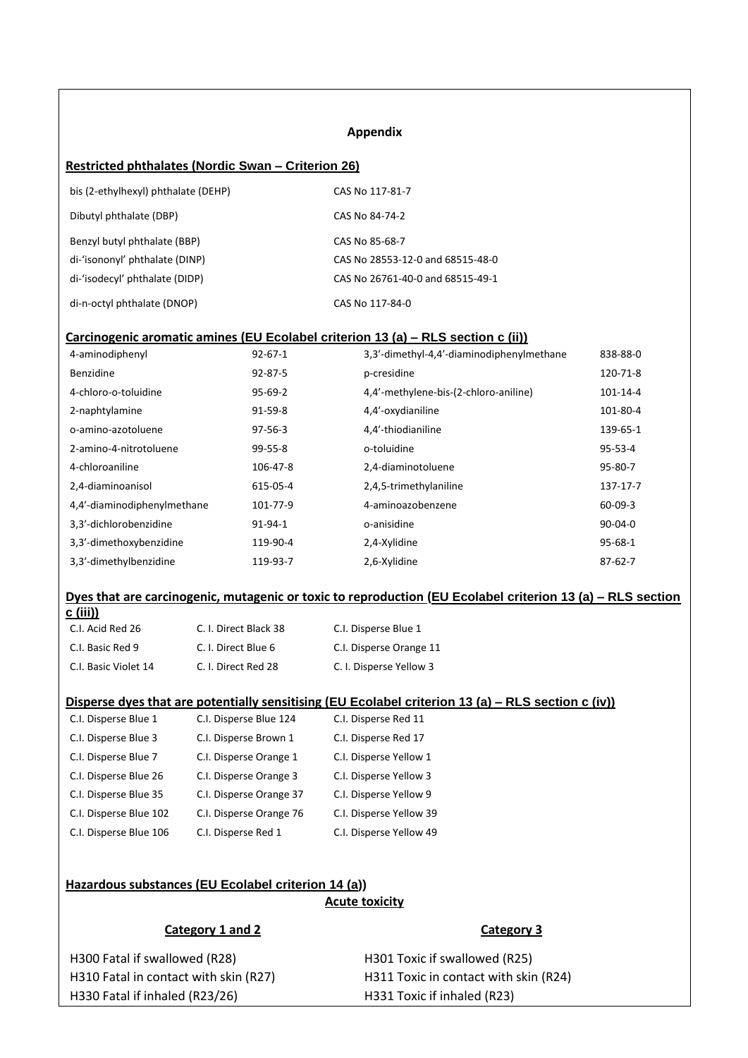## Appendix

### Restricted phthalates (Nordic Swan – Criterion 26)

| | |
|---|---|
| bis (2-ethylhexyl) phthalate (DEHP) | CAS No 117-81-7 |
| Dibutyl phthalate (DBP) | CAS No 84-74-2 |
| Benzyl butyl phthalate (BBP) | CAS No 85-68-7 |
| di-'isononyl' phthalate (DINP) | CAS No 28553-12-0 and 68515-48-0 |
| di-'isodecyl' phthalate (DIDP) | CAS No 26761-40-0 and 68515-49-1 |
| di-n-octyl phthalate (DNOP) | CAS No 117-84-0 |

### Carcinogenic aromatic amines (EU Ecolabel criterion 13 (a) – RLS section c (ii))

| | | | |
|---|---|---|---|
| 4-aminodiphenyl | 92-67-1 | 3,3'-dimethyl-4,4'-diaminodiphenylmethane | 838-88-0 |
| Benzidine | 92-87-5 | p-cresidine | 120-71-8 |
| 4-chloro-o-toluidine | 95-69-2 | 4,4'-methylene-bis-(2-chloro-aniline) | 101-14-4 |
| 2-naphtylamine | 91-59-8 | 4,4'-oxydianiline | 101-80-4 |
| o-amino-azotoluene | 97-56-3 | 4,4'-thiodianiline | 139-65-1 |
| 2-amino-4-nitrotoluene | 99-55-8 | o-toluidine | 95-53-4 |
| 4-chloroaniline | 106-47-8 | 2,4-diaminotoluene | 95-80-7 |
| 2,4-diaminoanisol | 615-05-4 | 2,4,5-trimethylaniline | 137-17-7 |
| 4,4'-diaminodiphenylmethane | 101-77-9 | 4-aminoazobenzene | 60-09-3 |
| 3,3'-dichlorobenzidine | 91-94-1 | o-anisidine | 90-04-0 |
| 3,3'-dimethoxybenzidine | 119-90-4 | 2,4-Xylidine | 95-68-1 |
| 3,3'-dimethylbenzidine | 119-93-7 | 2,6-Xylidine | 87-62-7 |

### Dyes that are carcinogenic, mutagenic or toxic to reproduction (EU Ecolabel criterion 13 (a) – RLS section c (iii))

| | | |
|---|---|---|
| C.I. Acid Red 26 | C. I. Direct Black 38 | C.I. Disperse Blue 1 |
| C.I. Basic Red 9 | C. I. Direct Blue 6 | C.I. Disperse Orange 11 |
| C.I. Basic Violet 14 | C. I. Direct Red 28 | C. I. Disperse Yellow 3 |

### Disperse dyes that are potentially sensitising (EU Ecolabel criterion 13 (a) – RLS section c (iv))

| | | |
|---|---|---|
| C.I. Disperse Blue 1 | C.I. Disperse Blue 124 | C.I. Disperse Red 11 |
| C.I. Disperse Blue 3 | C.I. Disperse Brown 1 | C.I. Disperse Red 17 |
| C.I. Disperse Blue 7 | C.I. Disperse Orange 1 | C.I. Disperse Yellow 1 |
| C.I. Disperse Blue 26 | C.I. Disperse Orange 3 | C.I. Disperse Yellow 3 |
| C.I. Disperse Blue 35 | C.I. Disperse Orange 37 | C.I. Disperse Yellow 9 |
| C.I. Disperse Blue 102 | C.I. Disperse Orange 76 | C.I. Disperse Yellow 39 |
| C.I. Disperse Blue 106 | C.I. Disperse Red 1 | C.I. Disperse Yellow 49 |

### Hazardous substances (EU Ecolabel criterion 14 (a))

**Acute toxicity**

| Category 1 and 2 | Category 3 |
|---|---|
| H300 Fatal if swallowed (R28) | H301 Toxic if swallowed (R25) |
| H310 Fatal in contact with skin (R27) | H311 Toxic in contact with skin (R24) |
| H330 Fatal if inhaled (R23/26) | H331 Toxic if inhaled (R23) |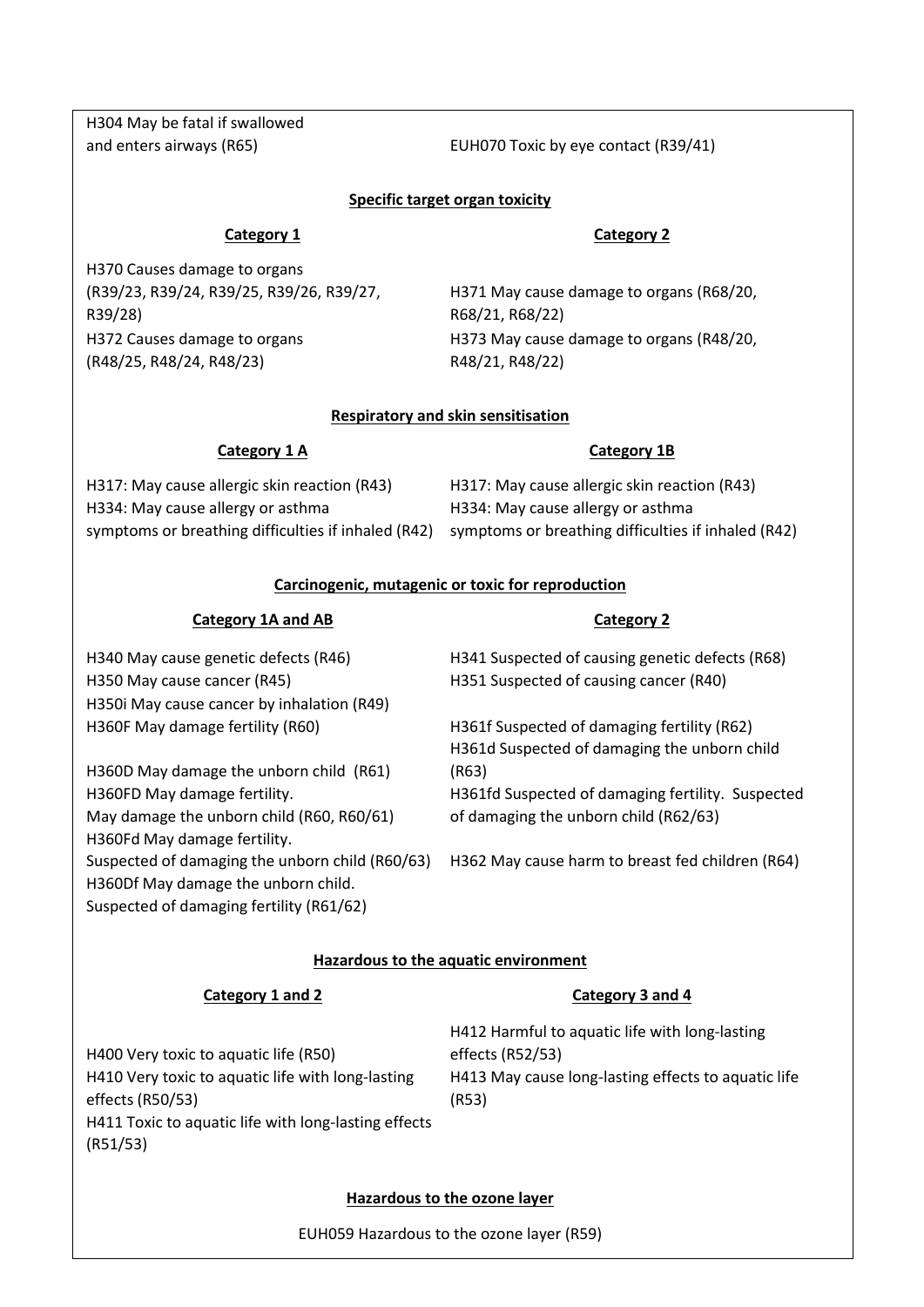H304 May be fatal if swallowed and enters airways (R65)

EUH070 Toxic by eye contact (R39/41)

**Specific target organ toxicity**

| Category 1 | Category 2 |
|---|---|
| H370 Causes damage to organs (R39/23, R39/24, R39/25, R39/26, R39/27, R39/28) | H371 May cause damage to organs (R68/20, R68/21, R68/22) |
| H372 Causes damage to organs (R48/25, R48/24, R48/23) | H373 May cause damage to organs (R48/20, R48/21, R48/22) |

**Respiratory and skin sensitisation**

| Category 1 A | Category 1B |
|---|---|
| H317: May cause allergic skin reaction (R43) | H317: May cause allergic skin reaction (R43) |
| H334: May cause allergy or asthma symptoms or breathing difficulties if inhaled (R42) | H334: May cause allergy or asthma symptoms or breathing difficulties if inhaled (R42) |

**Carcinogenic, mutagenic or toxic for reproduction**

| Category 1A and AB | Category 2 |
|---|---|
| H340 May cause genetic defects (R46) | H341 Suspected of causing genetic defects (R68) |
| H350 May cause cancer (R45) | H351 Suspected of causing cancer (R40) |
| H350i May cause cancer by inhalation (R49) | |
| H360F May damage fertility (R60) | H361f Suspected of damaging fertility (R62) |
| H360D May damage the unborn child (R61) | H361d Suspected of damaging the unborn child (R63) |
| H360FD May damage fertility. May damage the unborn child (R60, R60/61) | H361fd Suspected of damaging fertility. Suspected of damaging the unborn child (R62/63) |
| H360Fd May damage fertility. Suspected of damaging the unborn child (R60/63) | H362 May cause harm to breast fed children (R64) |
| H360Df May damage the unborn child. Suspected of damaging fertility (R61/62) | |

**Hazardous to the aquatic environment**

| Category 1 and 2 | Category 3 and 4 |
|---|---|
| H400 Very toxic to aquatic life (R50) | H412 Harmful to aquatic life with long-lasting effects (R52/53) |
| H410 Very toxic to aquatic life with long-lasting effects (R50/53) | H413 May cause long-lasting effects to aquatic life (R53) |
| H411 Toxic to aquatic life with long-lasting effects (R51/53) | |

**Hazardous to the ozone layer**

EUH059 Hazardous to the ozone layer (R59)